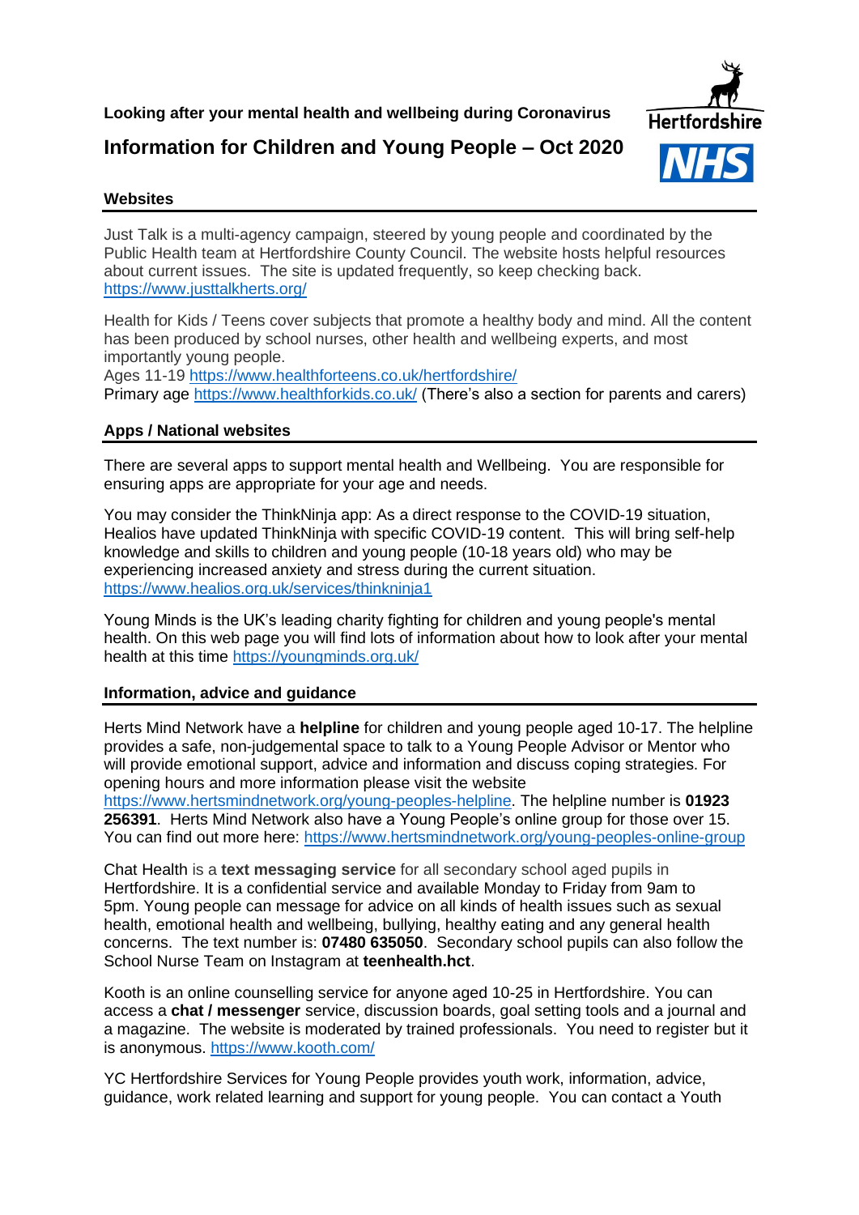**Looking after your mental health and wellbeing during Coronavirus**

# Information for Children and Young People – Oct 2020

## Websites

Just Talk is a multi-agency campaign, steered by young people and coordinated by the Public Health team at Hertfordshire County Council. The website hosts helpful resources about current issues. The site is updated frequently, so keep checking back. https://www.justtalkherts.org/

Health for Kids / Teens cover subjects that promote a healthy body and mind. All the content has been produced by school nurses, other health and wellbeing experts, and most importantly young people.
Ages 11-19 https://www.healthforteens.co.uk/hertfordshire/
Primary age https://www.healthforkids.co.uk/ (There's also a section for parents and carers)

## Apps / National websites

There are several apps to support mental health and Wellbeing. You are responsible for ensuring apps are appropriate for your age and needs.

You may consider the ThinkNinja app: As a direct response to the COVID-19 situation, Healios have updated ThinkNinja with specific COVID-19 content. This will bring self-help knowledge and skills to children and young people (10-18 years old) who may be experiencing increased anxiety and stress during the current situation.
https://www.healios.org.uk/services/thinkninja1

Young Minds is the UK's leading charity fighting for children and young people's mental health. On this web page you will find lots of information about how to look after your mental health at this time https://youngminds.org.uk/

## Information, advice and guidance

Herts Mind Network have a **helpline** for children and young people aged 10-17. The helpline provides a safe, non-judgemental space to talk to a Young People Advisor or Mentor who will provide emotional support, advice and information and discuss coping strategies. For opening hours and more information please visit the website https://www.hertsmindnetwork.org/young-peoples-helpline. The helpline number is **01923 256391**. Herts Mind Network also have a Young People's online group for those over 15. You can find out more here: https://www.hertsmindnetwork.org/young-peoples-online-group

Chat Health is a **text messaging service** for all secondary school aged pupils in Hertfordshire. It is a confidential service and available Monday to Friday from 9am to 5pm. Young people can message for advice on all kinds of health issues such as sexual health, emotional health and wellbeing, bullying, healthy eating and any general health concerns. The text number is: **07480 635050**. Secondary school pupils can also follow the School Nurse Team on Instagram at **teenhealth.hct**.

Kooth is an online counselling service for anyone aged 10-25 in Hertfordshire. You can access a **chat / messenger** service, discussion boards, goal setting tools and a journal and a magazine. The website is moderated by trained professionals. You need to register but it is anonymous. https://www.kooth.com/

YC Hertfordshire Services for Young People provides youth work, information, advice, guidance, work related learning and support for young people. You can contact a Youth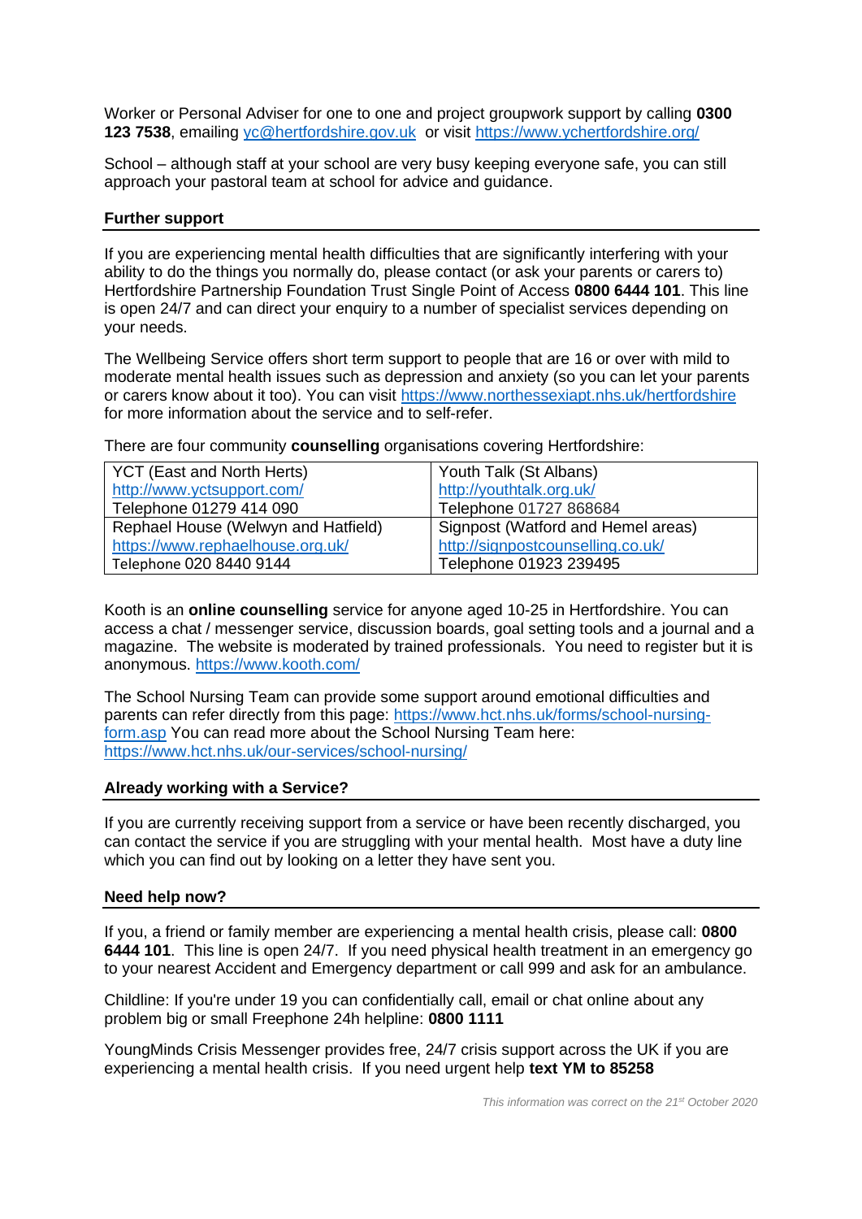Worker or Personal Adviser for one to one and project groupwork support by calling **0300 123 7538**, emailing yc@hertfordshire.gov.uk or visit https://www.ychertfordshire.org/

School – although staff at your school are very busy keeping everyone safe, you can still approach your pastoral team at school for advice and guidance.

**Further support**

If you are experiencing mental health difficulties that are significantly interfering with your ability to do the things you normally do, please contact (or ask your parents or carers to) Hertfordshire Partnership Foundation Trust Single Point of Access **0800 6444 101**. This line is open 24/7 and can direct your enquiry to a number of specialist services depending on your needs.

The Wellbeing Service offers short term support to people that are 16 or over with mild to moderate mental health issues such as depression and anxiety (so you can let your parents or carers know about it too). You can visit https://www.northessexiapt.nhs.uk/hertfordshire for more information about the service and to self-refer.

There are four community **counselling** organisations covering Hertfordshire:

| | |
|---|---|
| YCT (East and North Herts)<br>http://www.yctsupport.com/<br>Telephone 01279 414 090 | Youth Talk (St Albans)<br>http://youthtalk.org.uk/<br>Telephone 01727 868684 |
| Rephael House (Welwyn and Hatfield)<br>https://www.rephaelhouse.org.uk/<br>Telephone 020 8440 9144 | Signpost (Watford and Hemel areas)<br>http://signpostcounselling.co.uk/<br>Telephone 01923 239495 |

Kooth is an **online counselling** service for anyone aged 10-25 in Hertfordshire. You can access a chat / messenger service, discussion boards, goal setting tools and a journal and a magazine. The website is moderated by trained professionals. You need to register but it is anonymous. https://www.kooth.com/

The School Nursing Team can provide some support around emotional difficulties and parents can refer directly from this page: https://www.hct.nhs.uk/forms/school-nursing-form.asp You can read more about the School Nursing Team here: https://www.hct.nhs.uk/our-services/school-nursing/

**Already working with a Service?**

If you are currently receiving support from a service or have been recently discharged, you can contact the service if you are struggling with your mental health. Most have a duty line which you can find out by looking on a letter they have sent you.

**Need help now?**

If you, a friend or family member are experiencing a mental health crisis, please call: **0800 6444 101**. This line is open 24/7. If you need physical health treatment in an emergency go to your nearest Accident and Emergency department or call 999 and ask for an ambulance.

Childline: If you're under 19 you can confidentially call, email or chat online about any problem big or small Freephone 24h helpline: **0800 1111**

YoungMinds Crisis Messenger provides free, 24/7 crisis support across the UK if you are experiencing a mental health crisis. If you need urgent help **text YM to 85258**

*This information was correct on the 21st October 2020*